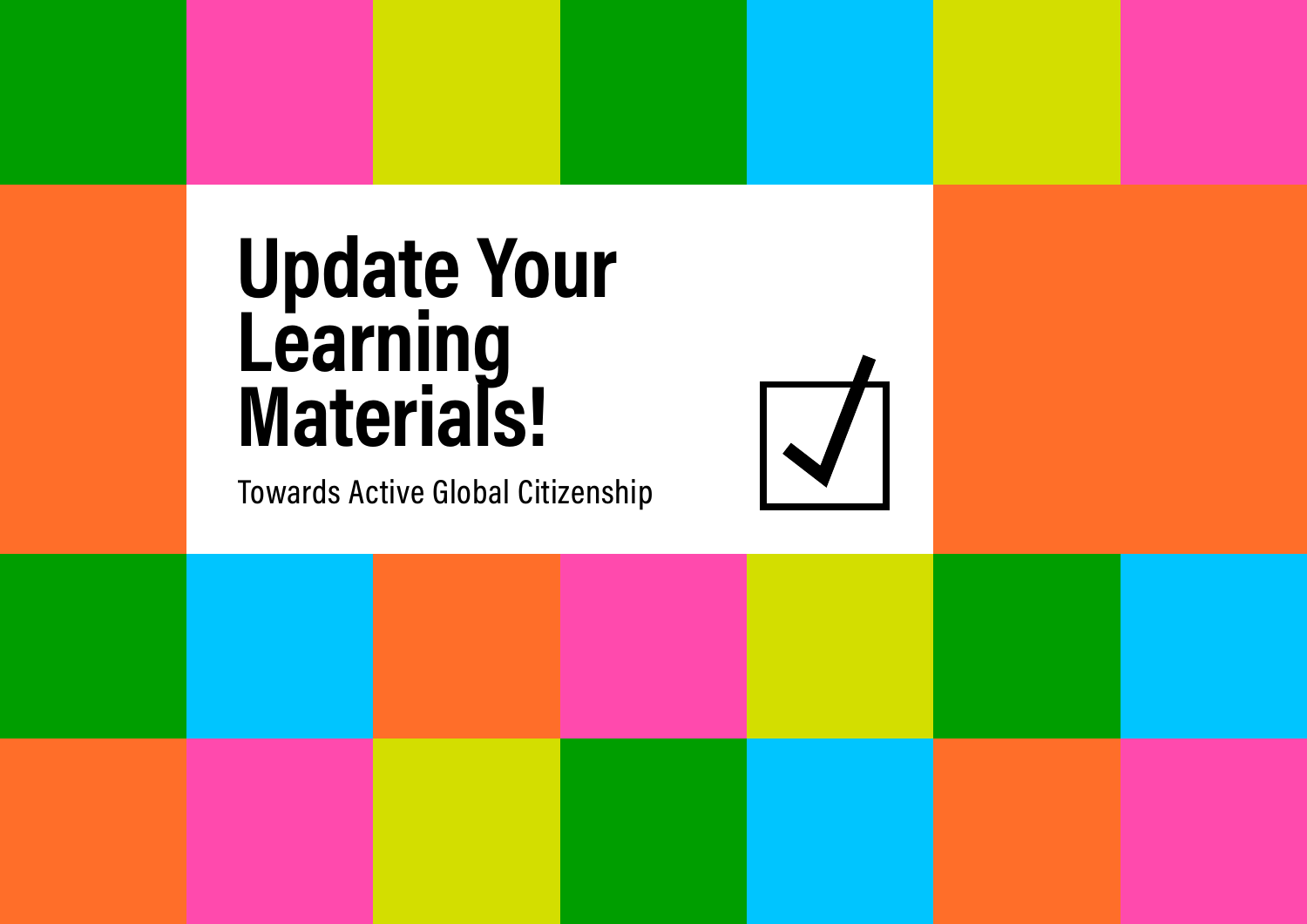# Update Your Learning Materials!

Towards Active Global Citizenship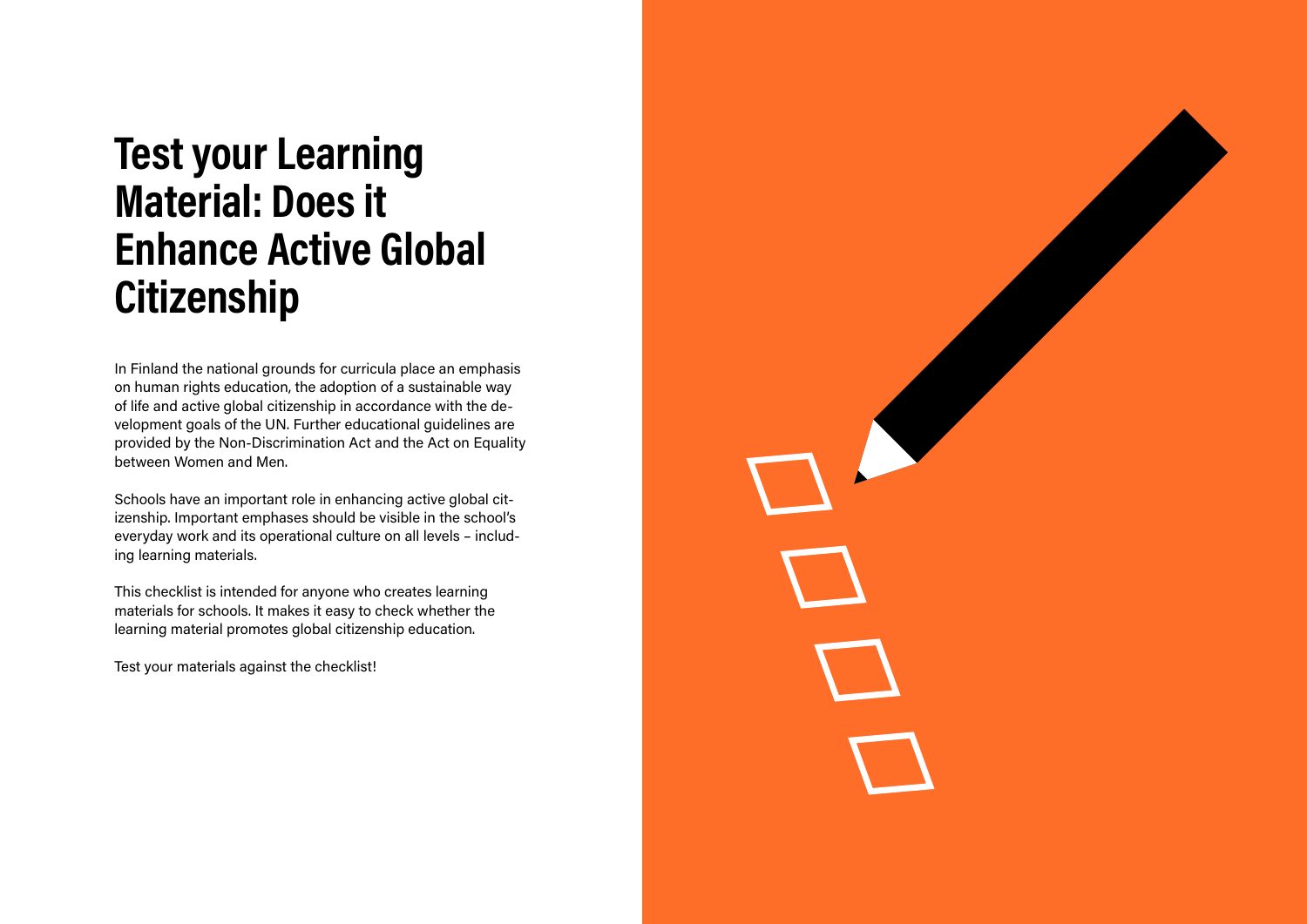# Test your Learning Material: Does it Enhance Active Global Citizenship

In Finland the national grounds for curricula place an emphasis on human rights education, the adoption of a sustainable way of life and active global citizenship in accordance with the development goals of the UN. Further educational guidelines are provided by the Non-Discrimination Act and the Act on Equality between Women and Men.

Schools have an important role in enhancing active global citizenship. Important emphases should be visible in the school's everyday work and its operational culture on all levels – including learning materials.

This checklist is intended for anyone who creates learning materials for schools. It makes it easy to check whether the learning material promotes global citizenship education.

Test your materials against the checklist!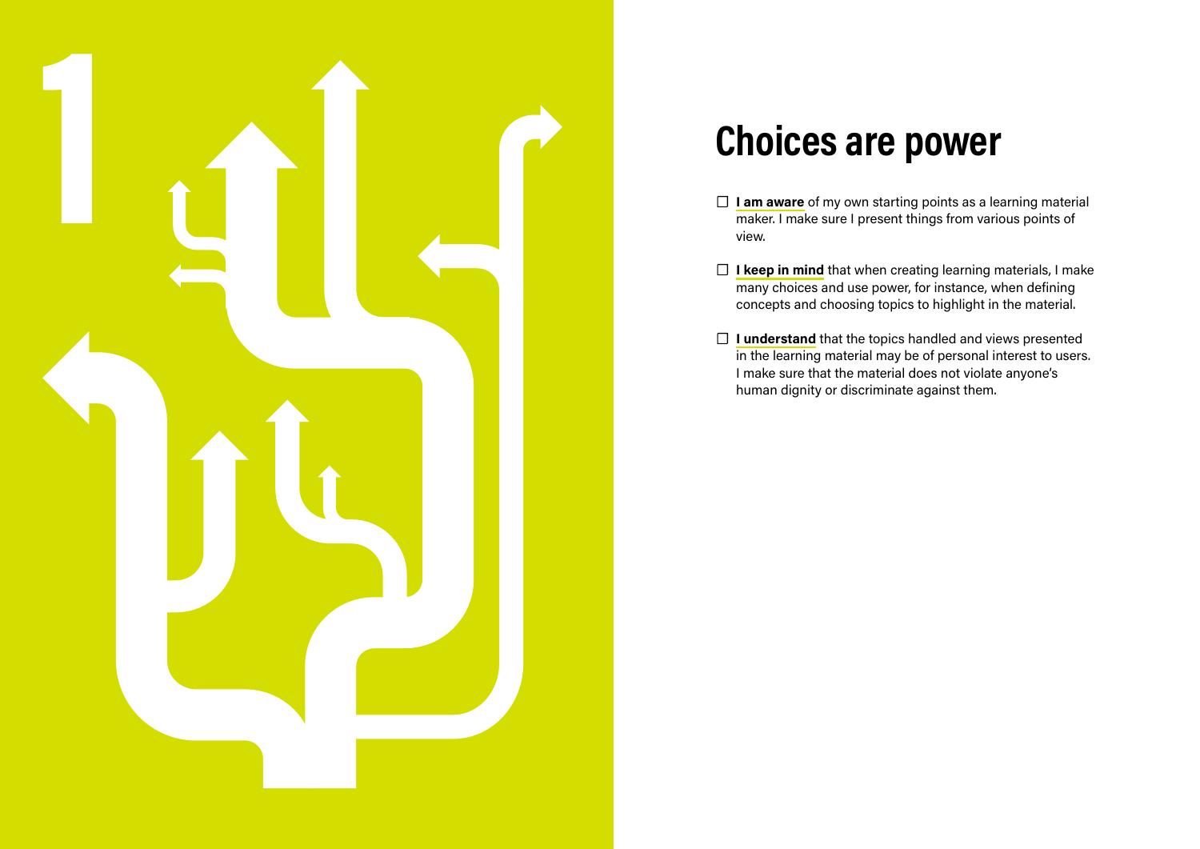# 1

## Choices are power

- [ ] **I am aware** of my own starting points as a learning material maker. I make sure I present things from various points of view.
- [ ] **I keep in mind** that when creating learning materials, I make many choices and use power, for instance, when defining concepts and choosing topics to highlight in the material.
- [ ] **I understand** that the topics handled and views presented in the learning material may be of personal interest to users. I make sure that the material does not violate anyone's human dignity or discriminate against them.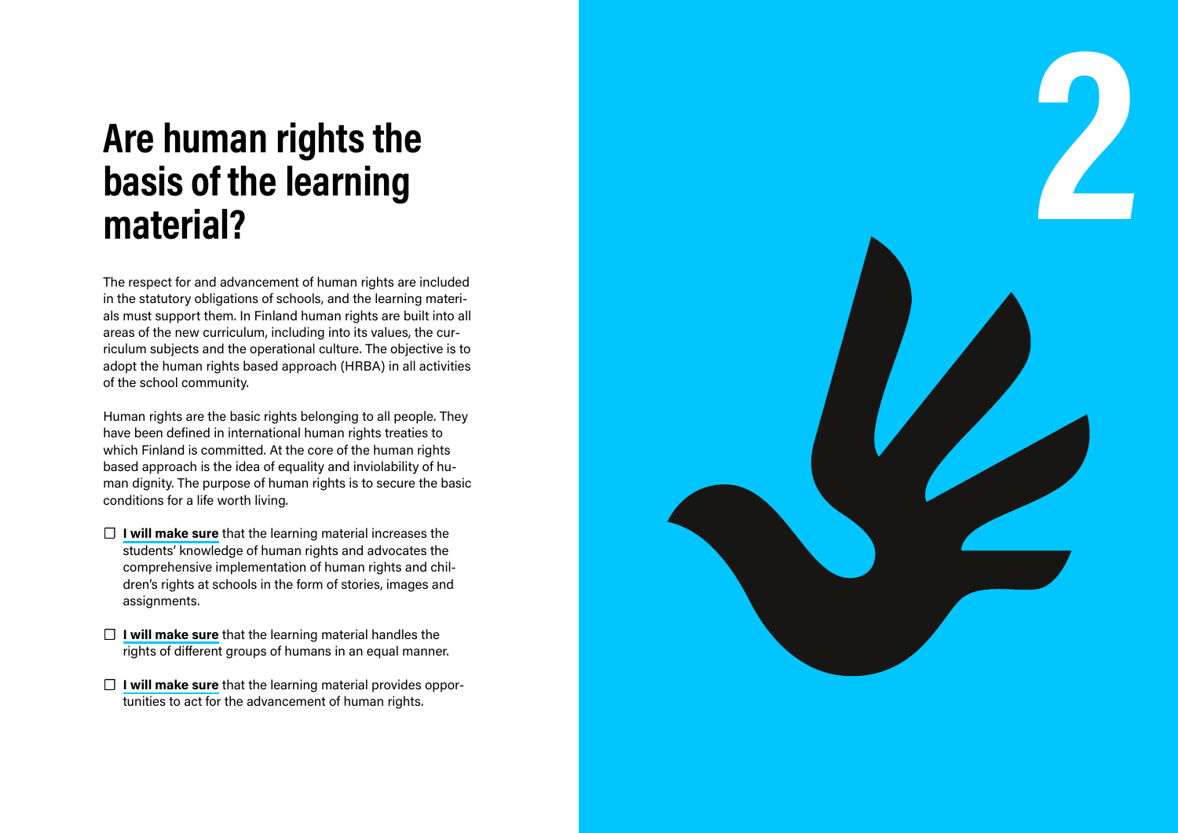# Are human rights the basis of the learning material?

The respect for and advancement of human rights are included in the statutory obligations of schools, and the learning materials must support them. In Finland human rights are built into all areas of the new curriculum, including into its values, the curriculum subjects and the operational culture. The objective is to adopt the human rights based approach (HRBA) in all activities of the school community.

Human rights are the basic rights belonging to all people. They have been defined in international human rights treaties to which Finland is committed. At the core of the human rights based approach is the idea of equality and inviolability of human dignity. The purpose of human rights is to secure the basic conditions for a life worth living.

- ☐ **I will make sure** that the learning material increases the students' knowledge of human rights and advocates the comprehensive implementation of human rights and children's rights at schools in the form of stories, images and assignments.
- ☐ **I will make sure** that the learning material handles the rights of different groups of humans in an equal manner.
- ☐ **I will make sure** that the learning material provides opportunities to act for the advancement of human rights.

2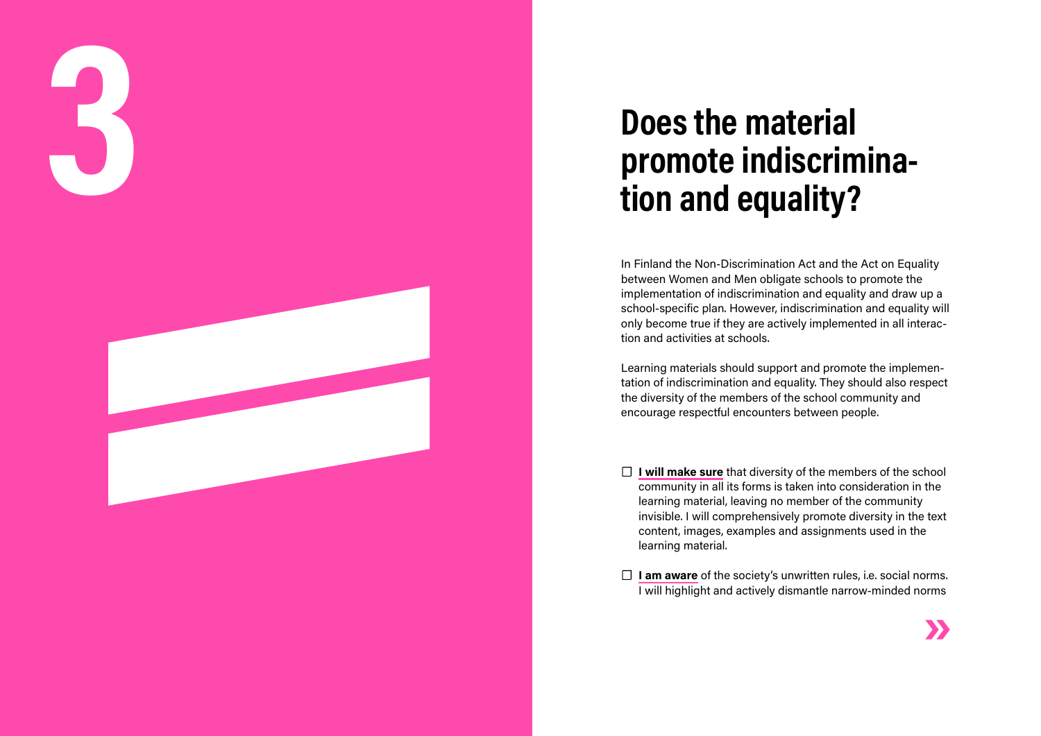# 3

## Does the material promote indiscrimination and equality?

In Finland the Non-Discrimination Act and the Act on Equality between Women and Men obligate schools to promote the implementation of indiscrimination and equality and draw up a school-specific plan. However, indiscrimination and equality will only become true if they are actively implemented in all interaction and activities at schools.

Learning materials should support and promote the implementation of indiscrimination and equality. They should also respect the diversity of the members of the school community and encourage respectful encounters between people.

- ☐ **I will make sure** that diversity of the members of the school community in all its forms is taken into consideration in the learning material, leaving no member of the community invisible. I will comprehensively promote diversity in the text content, images, examples and assignments used in the learning material.

- ☐ **I am aware** of the society's unwritten rules, i.e. social norms. I will highlight and actively dismantle narrow-minded norms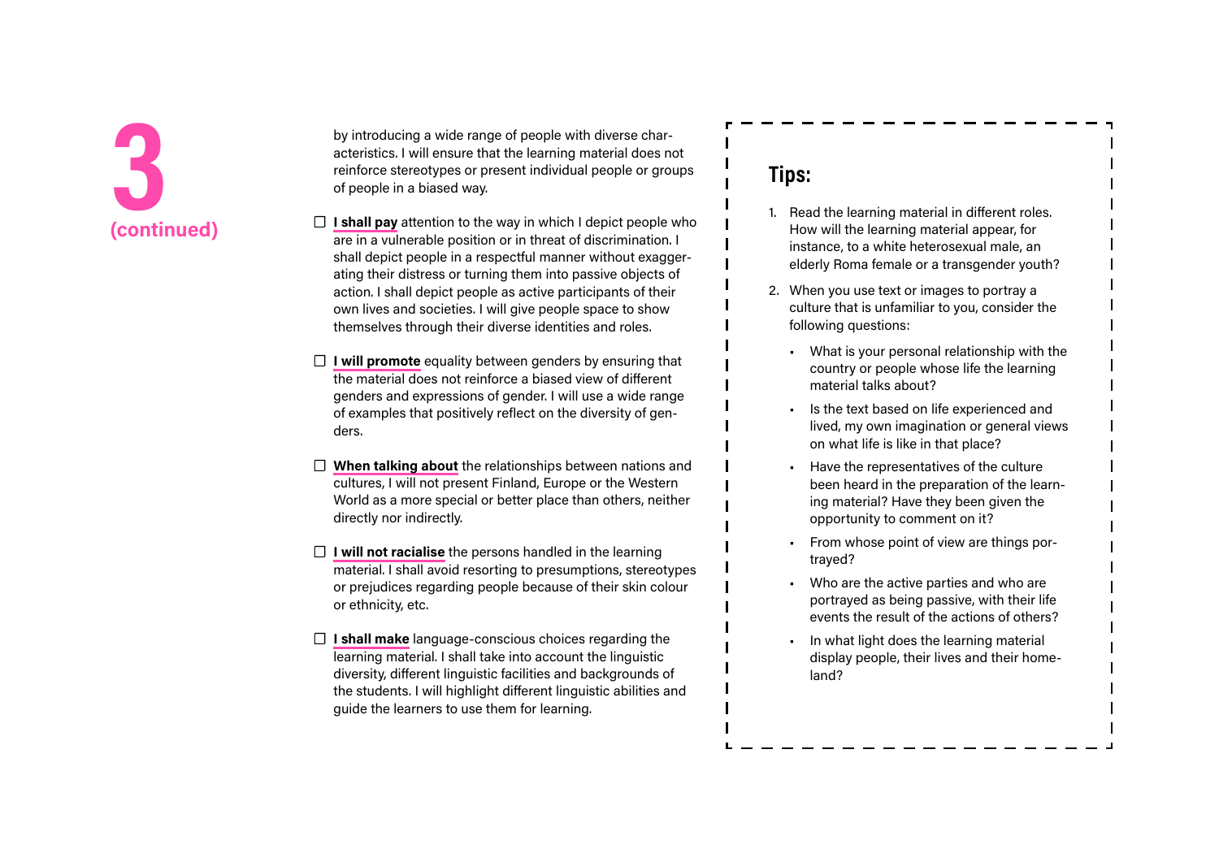# 3 (continued)

by introducing a wide range of people with diverse characteristics. I will ensure that the learning material does not reinforce stereotypes or present individual people or groups of people in a biased way.

- ☐ **I shall pay** attention to the way in which I depict people who are in a vulnerable position or in threat of discrimination. I shall depict people in a respectful manner without exaggerating their distress or turning them into passive objects of action. I shall depict people as active participants of their own lives and societies. I will give people space to show themselves through their diverse identities and roles.

- ☐ **I will promote** equality between genders by ensuring that the material does not reinforce a biased view of different genders and expressions of gender. I will use a wide range of examples that positively reflect on the diversity of genders.

- ☐ **When talking about** the relationships between nations and cultures, I will not present Finland, Europe or the Western World as a more special or better place than others, neither directly nor indirectly.

- ☐ **I will not racialise** the persons handled in the learning material. I shall avoid resorting to presumptions, stereotypes or prejudices regarding people because of their skin colour or ethnicity, etc.

- ☐ **I shall make** language-conscious choices regarding the learning material. I shall take into account the linguistic diversity, different linguistic facilities and backgrounds of the students. I will highlight different linguistic abilities and guide the learners to use them for learning.

## Tips:

1. Read the learning material in different roles. How will the learning material appear, for instance, to a white heterosexual male, an elderly Roma female or a transgender youth?
2. When you use text or images to portray a culture that is unfamiliar to you, consider the following questions:
   - What is your personal relationship with the country or people whose life the learning material talks about?
   - Is the text based on life experienced and lived, my own imagination or general views on what life is like in that place?
   - Have the representatives of the culture been heard in the preparation of the learning material? Have they been given the opportunity to comment on it?
   - From whose point of view are things portrayed?
   - Who are the active parties and who are portrayed as being passive, with their life events the result of the actions of others?
   - In what light does the learning material display people, their lives and their homeland?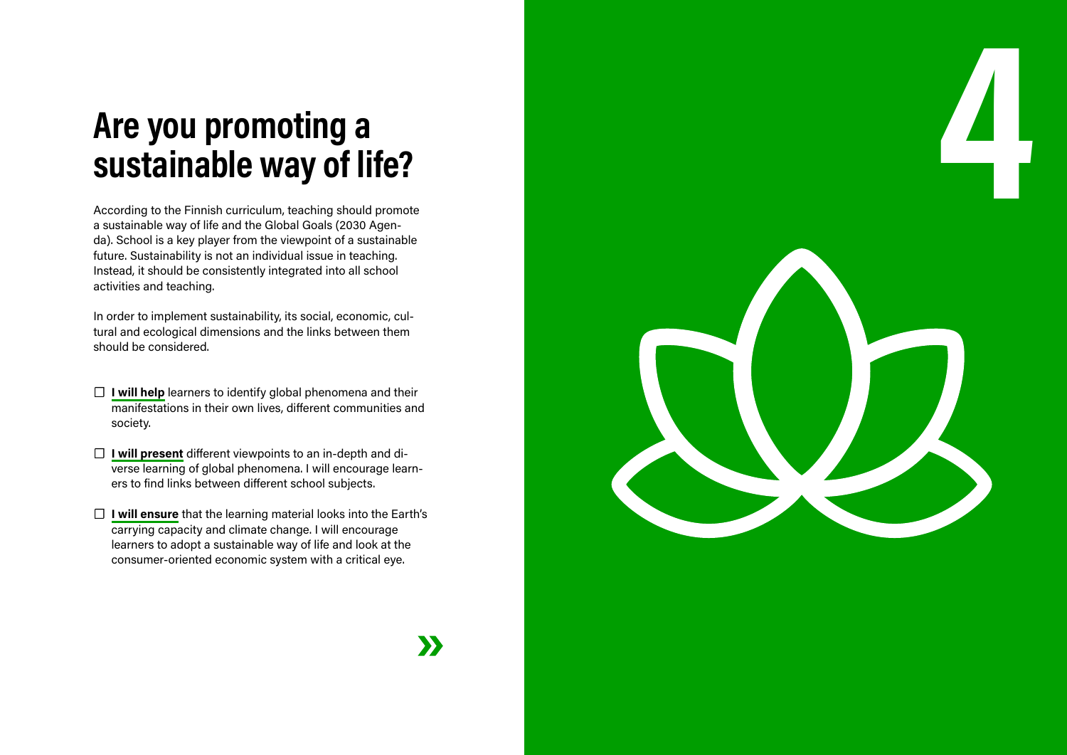# Are you promoting a sustainable way of life?

According to the Finnish curriculum, teaching should promote a sustainable way of life and the Global Goals (2030 Agenda). School is a key player from the viewpoint of a sustainable future. Sustainability is not an individual issue in teaching. Instead, it should be consistently integrated into all school activities and teaching.

In order to implement sustainability, its social, economic, cultural and ecological dimensions and the links between them should be considered.

- [ ] **I will help** learners to identify global phenomena and their manifestations in their own lives, different communities and society.
- [ ] **I will present** different viewpoints to an in-depth and diverse learning of global phenomena. I will encourage learners to find links between different school subjects.
- [ ] **I will ensure** that the learning material looks into the Earth's carrying capacity and climate change. I will encourage learners to adopt a sustainable way of life and look at the consumer-oriented economic system with a critical eye.

4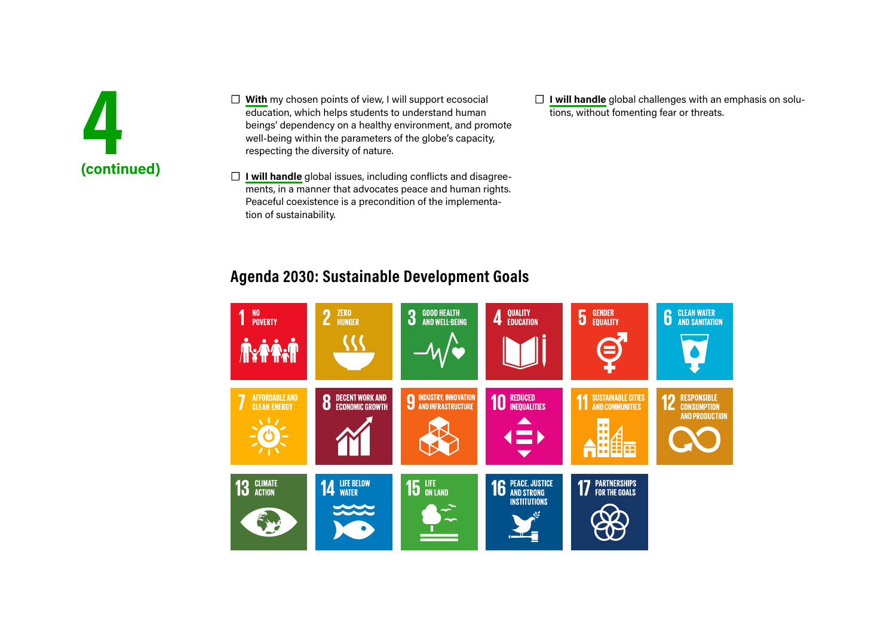# 4 (continued)

- ☐ **With** my chosen points of view, I will support ecosocial education, which helps students to understand human beings' dependency on a healthy environment, and promote well-being within the parameters of the globe's capacity, respecting the diversity of nature.

- ☐ **I will handle** global issues, including conflicts and disagreements, in a manner that advocates peace and human rights. Peaceful coexistence is a precondition of the implementation of sustainability.

- ☐ **I will handle** global challenges with an emphasis on solutions, without fomenting fear or threats.

## Agenda 2030: Sustainable Development Goals

1. NO POVERTY
2. ZERO HUNGER
3. GOOD HEALTH AND WELL-BEING
4. QUALITY EDUCATION
5. GENDER EQUALITY
6. CLEAN WATER AND SANITATION
7. AFFORDABLE AND CLEAN ENERGY
8. DECENT WORK AND ECONOMIC GROWTH
9. INDUSTRY, INNOVATION AND INFRASTRUCTURE
10. REDUCED INEQUALITIES
11. SUSTAINABLE CITIES AND COMMUNITIES
12. RESPONSIBLE CONSUMPTION AND PRODUCTION
13. CLIMATE ACTION
14. LIFE BELOW WATER
15. LIFE ON LAND
16. PEACE, JUSTICE AND STRONG INSTITUTIONS
17. PARTNERSHIPS FOR THE GOALS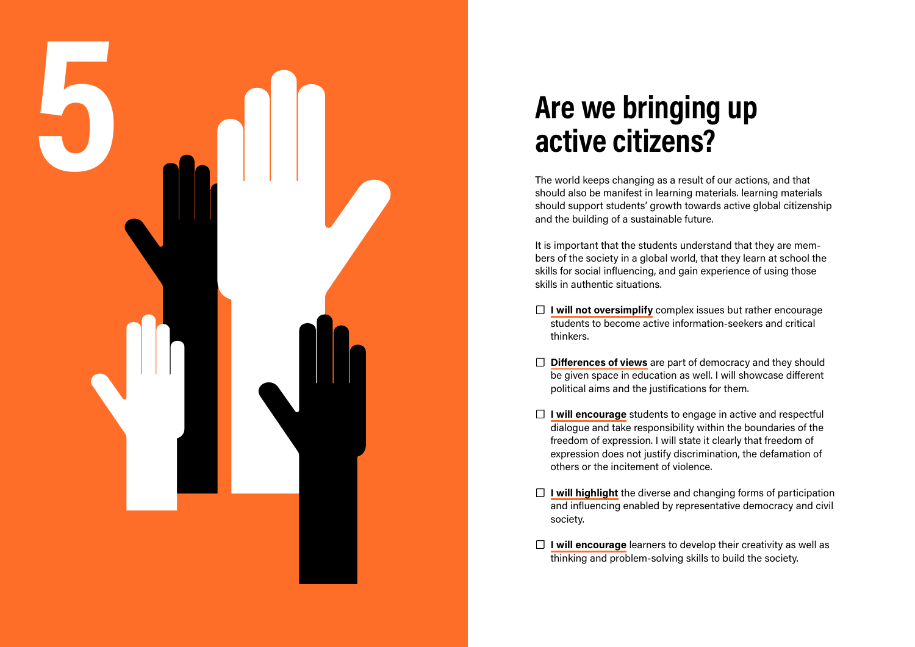5

# Are we bringing up active citizens?

The world keeps changing as a result of our actions, and that should also be manifest in learning materials. learning materials should support students' growth towards active global citizenship and the building of a sustainable future.

It is important that the students understand that they are members of the society in a global world, that they learn at school the skills for social influencing, and gain experience of using those skills in authentic situations.

- ☐ **I will not oversimplify** complex issues but rather encourage students to become active information-seekers and critical thinkers.
- ☐ **Differences of views** are part of democracy and they should be given space in education as well. I will showcase different political aims and the justifications for them.
- ☐ **I will encourage** students to engage in active and respectful dialogue and take responsibility within the boundaries of the freedom of expression. I will state it clearly that freedom of expression does not justify discrimination, the defamation of others or the incitement of violence.
- ☐ **I will highlight** the diverse and changing forms of participation and influencing enabled by representative democracy and civil society.
- ☐ **I will encourage** learners to develop their creativity as well as thinking and problem-solving skills to build the society.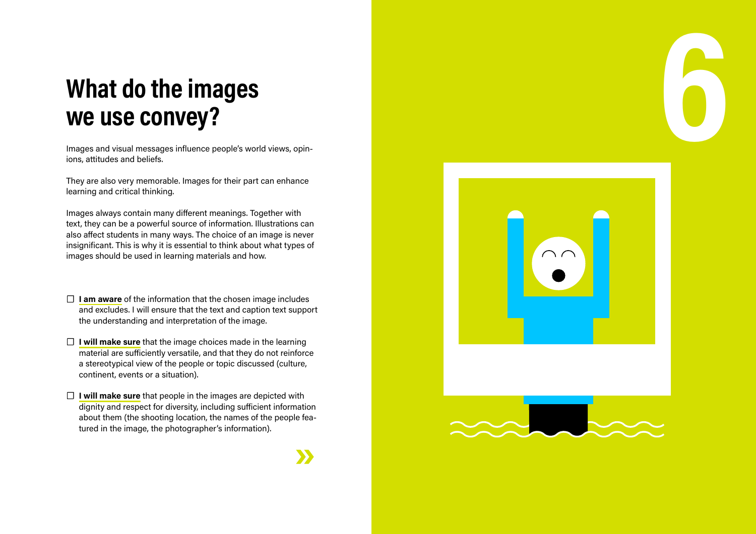# What do the images we use convey?

Images and visual messages influence people's world views, opinions, attitudes and beliefs.

They are also very memorable. Images for their part can enhance learning and critical thinking.

Images always contain many different meanings. Together with text, they can be a powerful source of information. Illustrations can also affect students in many ways. The choice of an image is never insignificant. This is why it is essential to think about what types of images should be used in learning materials and how.

- [ ] **I am aware** of the information that the chosen image includes and excludes. I will ensure that the text and caption text support the understanding and interpretation of the image.
- [ ] **I will make sure** that the image choices made in the learning material are sufficiently versatile, and that they do not reinforce a stereotypical view of the people or topic discussed (culture, continent, events or a situation).
- [ ] **I will make sure** that people in the images are depicted with dignity and respect for diversity, including sufficient information about them (the shooting location, the names of the people featured in the image, the photographer's information).

6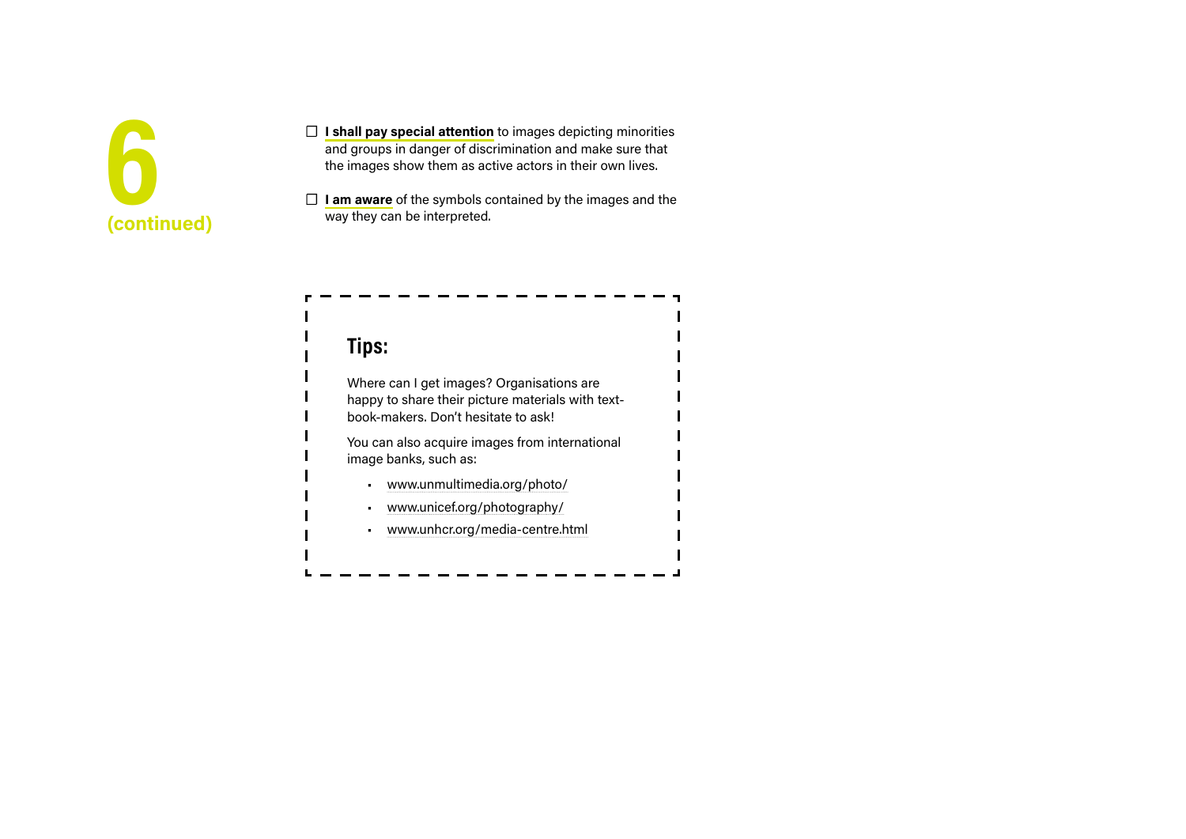# 6 (continued)

- ☐ **I shall pay special attention** to images depicting minorities and groups in danger of discrimination and make sure that the images show them as active actors in their own lives.
- ☐ **I am aware** of the symbols contained by the images and the way they can be interpreted.

## Tips:

Where can I get images? Organisations are happy to share their picture materials with text-book-makers. Don't hesitate to ask!

You can also acquire images from international image banks, such as:

- www.unmultimedia.org/photo/
- www.unicef.org/photography/
- www.unhcr.org/media-centre.html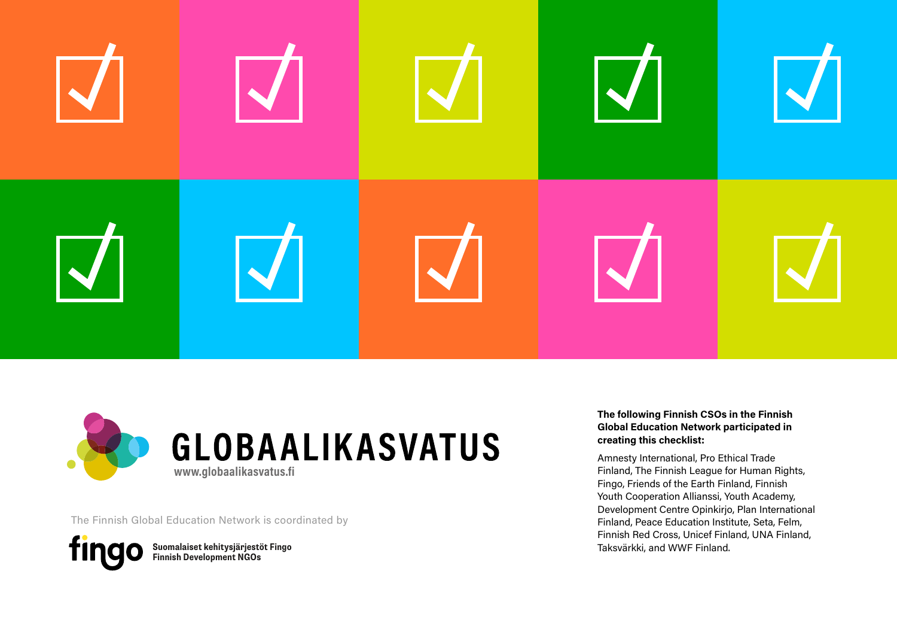GLOBAALIKASVATUS
www.globaalikasvatus.fi

The Finnish Global Education Network is coordinated by

fingo Suomalaiset kehitysjärjestöt Fingo
Finnish Development NGOs

**The following Finnish CSOs in the Finnish Global Education Network participated in creating this checklist:**

Amnesty International, Pro Ethical Trade Finland, The Finnish League for Human Rights, Fingo, Friends of the Earth Finland, Finnish Youth Cooperation Allianssi, Youth Academy, Development Centre Opinkirjo, Plan International Finland, Peace Education Institute, Seta, Felm, Finnish Red Cross, Unicef Finland, UNA Finland, Taksvärkki, and WWF Finland.